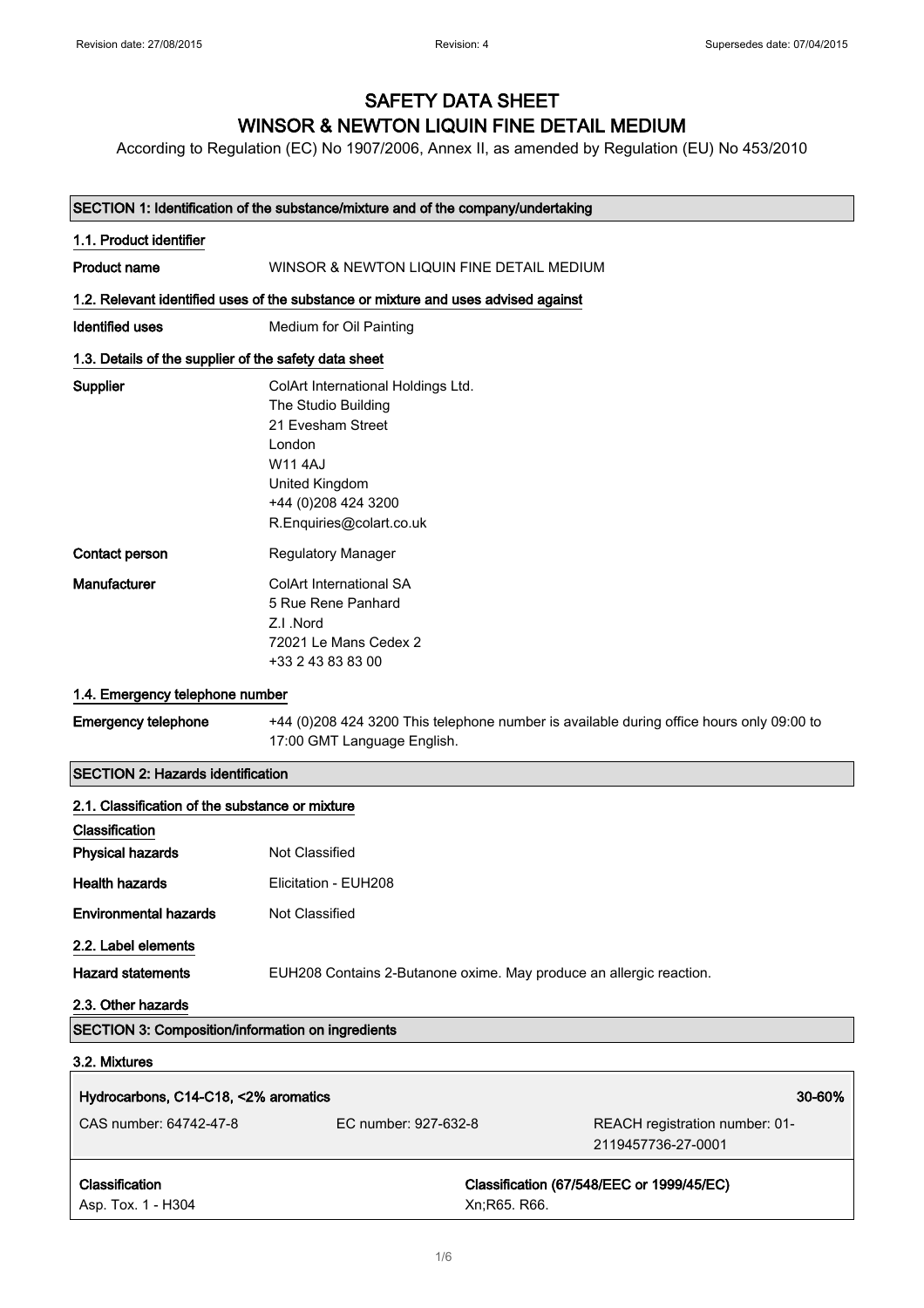# SAFETY DATA SHEET
# WINSOR & NEWTON LIQUIN FINE DETAIL MEDIUM

According to Regulation (EC) No 1907/2006, Annex II, as amended by Regulation (EU) No 453/2010

## SECTION 1: Identification of the substance/mixture and of the company/undertaking

### 1.1. Product identifier

**Product name** WINSOR & NEWTON LIQUIN FINE DETAIL MEDIUM

### 1.2. Relevant identified uses of the substance or mixture and uses advised against

**Identified uses** Medium for Oil Painting

### 1.3. Details of the supplier of the safety data sheet

**Supplier**
ColArt International Holdings Ltd.
The Studio Building
21 Evesham Street
London
W11 4AJ
United Kingdom
+44 (0)208 424 3200
R.Enquiries@colart.co.uk

**Contact person** Regulatory Manager

**Manufacturer**
ColArt International SA
5 Rue Rene Panhard
Z.I .Nord
72021 Le Mans Cedex 2
+33 2 43 83 83 00

### 1.4. Emergency telephone number

**Emergency telephone** +44 (0)208 424 3200 This telephone number is available during office hours only 09:00 to 17:00 GMT Language English.

## SECTION 2: Hazards identification

### 2.1. Classification of the substance or mixture

**Classification**

**Physical hazards** Not Classified

**Health hazards** Elicitation - EUH208

**Environmental hazards** Not Classified

### 2.2. Label elements

**Hazard statements** EUH208 Contains 2-Butanone oxime. May produce an allergic reaction.

### 2.3. Other hazards

## SECTION 3: Composition/information on ingredients

### 3.2. Mixtures

| | | |
|---|---|---|
| **Hydrocarbons, C14-C18, <2% aromatics** | | **30-60%** |
| CAS number: 64742-47-8 | EC number: 927-632-8 | REACH registration number: 01-2119457736-27-0001 |
| **Classification** | **Classification (67/548/EEC or 1999/45/EC)** | |
| Asp. Tox. 1 - H304 | Xn;R65. R66. | |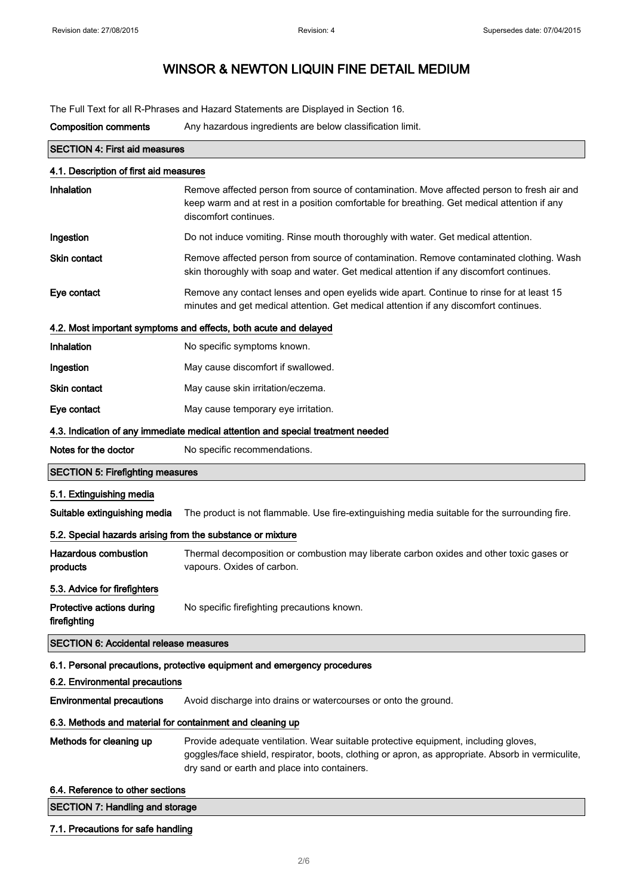# WINSOR & NEWTON LIQUIN FINE DETAIL MEDIUM

The Full Text for all R-Phrases and Hazard Statements are Displayed in Section 16.

**Composition comments** Any hazardous ingredients are below classification limit.

## SECTION 4: First aid measures

### 4.1. Description of first aid measures

**Inhalation** Remove affected person from source of contamination. Move affected person to fresh air and keep warm and at rest in a position comfortable for breathing. Get medical attention if any discomfort continues.

**Ingestion** Do not induce vomiting. Rinse mouth thoroughly with water. Get medical attention.

**Skin contact** Remove affected person from source of contamination. Remove contaminated clothing. Wash skin thoroughly with soap and water. Get medical attention if any discomfort continues.

**Eye contact** Remove any contact lenses and open eyelids wide apart. Continue to rinse for at least 15 minutes and get medical attention. Get medical attention if any discomfort continues.

### 4.2. Most important symptoms and effects, both acute and delayed

**Inhalation** No specific symptoms known.

**Ingestion** May cause discomfort if swallowed.

**Skin contact** May cause skin irritation/eczema.

**Eye contact** May cause temporary eye irritation.

### 4.3. Indication of any immediate medical attention and special treatment needed

**Notes for the doctor** No specific recommendations.

## SECTION 5: Firefighting measures

### 5.1. Extinguishing media

**Suitable extinguishing media** The product is not flammable. Use fire-extinguishing media suitable for the surrounding fire.

### 5.2. Special hazards arising from the substance or mixture

**Hazardous combustion products** Thermal decomposition or combustion may liberate carbon oxides and other toxic gases or vapours. Oxides of carbon.

### 5.3. Advice for firefighters

**Protective actions during firefighting** No specific firefighting precautions known.

## SECTION 6: Accidental release measures

### 6.1. Personal precautions, protective equipment and emergency procedures

### 6.2. Environmental precautions

**Environmental precautions** Avoid discharge into drains or watercourses or onto the ground.

### 6.3. Methods and material for containment and cleaning up

**Methods for cleaning up** Provide adequate ventilation. Wear suitable protective equipment, including gloves, goggles/face shield, respirator, boots, clothing or apron, as appropriate. Absorb in vermiculite, dry sand or earth and place into containers.

### 6.4. Reference to other sections

## SECTION 7: Handling and storage

### 7.1. Precautions for safe handling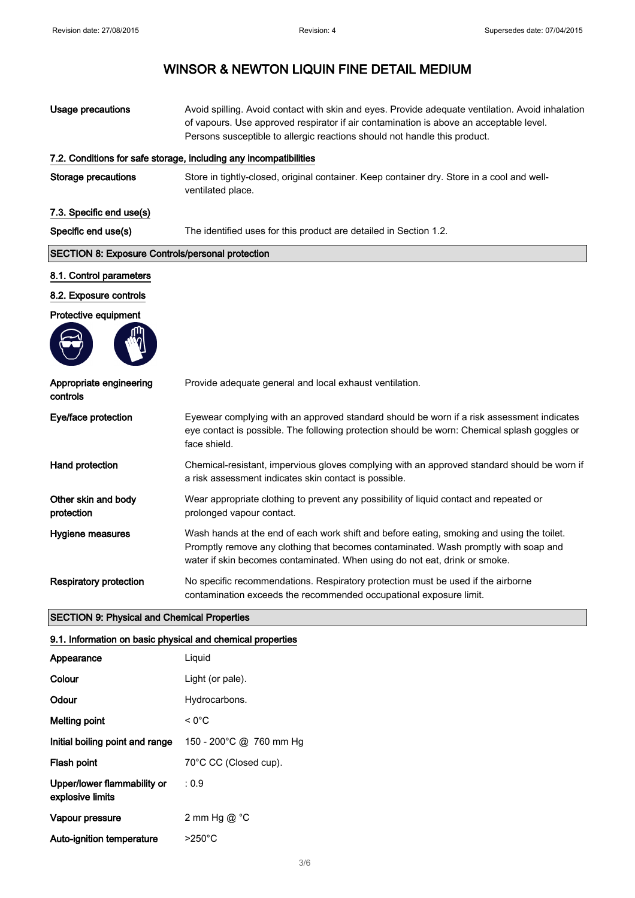# WINSOR & NEWTON LIQUIN FINE DETAIL MEDIUM

| | |
|---|---|
| **Usage precautions** | Avoid spilling. Avoid contact with skin and eyes. Provide adequate ventilation. Avoid inhalation of vapours. Use approved respirator if air contamination is above an acceptable level. Persons susceptible to allergic reactions should not handle this product. |

### 7.2. Conditions for safe storage, including any incompatibilities

| | |
|---|---|
| **Storage precautions** | Store in tightly-closed, original container. Keep container dry. Store in a cool and well-ventilated place. |

### 7.3. Specific end use(s)

| | |
|---|---|
| **Specific end use(s)** | The identified uses for this product are detailed in Section 1.2. |

## SECTION 8: Exposure Controls/personal protection

### 8.1. Control parameters

### 8.2. Exposure controls

**Protective equipment**

| | |
|---|---|
| **Appropriate engineering controls** | Provide adequate general and local exhaust ventilation. |
| **Eye/face protection** | Eyewear complying with an approved standard should be worn if a risk assessment indicates eye contact is possible. The following protection should be worn: Chemical splash goggles or face shield. |
| **Hand protection** | Chemical-resistant, impervious gloves complying with an approved standard should be worn if a risk assessment indicates skin contact is possible. |
| **Other skin and body protection** | Wear appropriate clothing to prevent any possibility of liquid contact and repeated or prolonged vapour contact. |
| **Hygiene measures** | Wash hands at the end of each work shift and before eating, smoking and using the toilet. Promptly remove any clothing that becomes contaminated. Wash promptly with soap and water if skin becomes contaminated. When using do not eat, drink or smoke. |
| **Respiratory protection** | No specific recommendations. Respiratory protection must be used if the airborne contamination exceeds the recommended occupational exposure limit. |

## SECTION 9: Physical and Chemical Properties

### 9.1. Information on basic physical and chemical properties

| | |
|---|---|
| **Appearance** | Liquid |
| **Colour** | Light (or pale). |
| **Odour** | Hydrocarbons. |
| **Melting point** | < 0°C |
| **Initial boiling point and range** | 150 - 200°C @ 760 mm Hg |
| **Flash point** | 70°C CC (Closed cup). |
| **Upper/lower flammability or explosive limits** | : 0.9 |
| **Vapour pressure** | 2 mm Hg @ °C |
| **Auto-ignition temperature** | >250°C |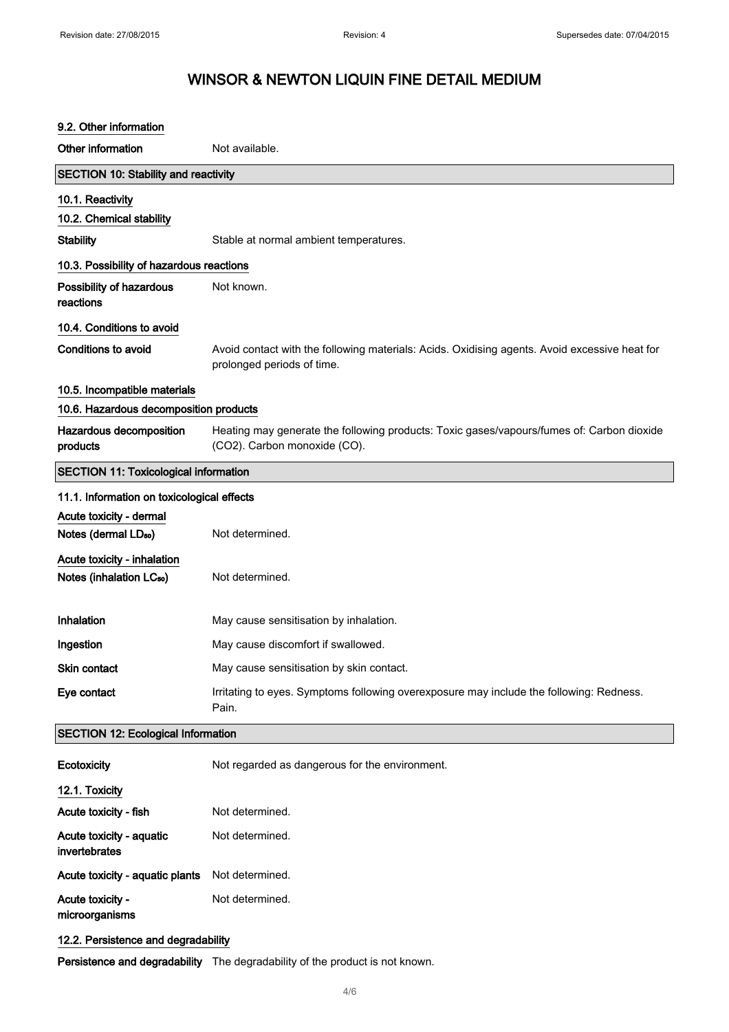# WINSOR & NEWTON LIQUIN FINE DETAIL MEDIUM

### 9.2. Other information

| | |
|---|---|
| **Other information** | Not available. |

## SECTION 10: Stability and reactivity

### 10.1. Reactivity

### 10.2. Chemical stability

| | |
|---|---|
| **Stability** | Stable at normal ambient temperatures. |

### 10.3. Possibility of hazardous reactions

| | |
|---|---|
| **Possibility of hazardous reactions** | Not known. |

### 10.4. Conditions to avoid

| | |
|---|---|
| **Conditions to avoid** | Avoid contact with the following materials: Acids. Oxidising agents. Avoid excessive heat for prolonged periods of time. |

### 10.5. Incompatible materials

### 10.6. Hazardous decomposition products

| | |
|---|---|
| **Hazardous decomposition products** | Heating may generate the following products: Toxic gases/vapours/fumes of: Carbon dioxide ($CO_2$). Carbon monoxide (CO). |

## SECTION 11: Toxicological information

### 11.1. Information on toxicological effects

**Acute toxicity - dermal**

| | |
|---|---|
| **Notes (dermal $LD_{50}$)** | Not determined. |

**Acute toxicity - inhalation**

| | |
|---|---|
| **Notes (inhalation $LC_{50}$)** | Not determined. |
| **Inhalation** | May cause sensitisation by inhalation. |
| **Ingestion** | May cause discomfort if swallowed. |
| **Skin contact** | May cause sensitisation by skin contact. |
| **Eye contact** | Irritating to eyes. Symptoms following overexposure may include the following: Redness. Pain. |

## SECTION 12: Ecological Information

| | |
|---|---|
| **Ecotoxicity** | Not regarded as dangerous for the environment. |

### 12.1. Toxicity

| | |
|---|---|
| **Acute toxicity - fish** | Not determined. |
| **Acute toxicity - aquatic invertebrates** | Not determined. |
| **Acute toxicity - aquatic plants** | Not determined. |
| **Acute toxicity - microorganisms** | Not determined. |

### 12.2. Persistence and degradability

| | |
|---|---|
| **Persistence and degradability** | The degradability of the product is not known. |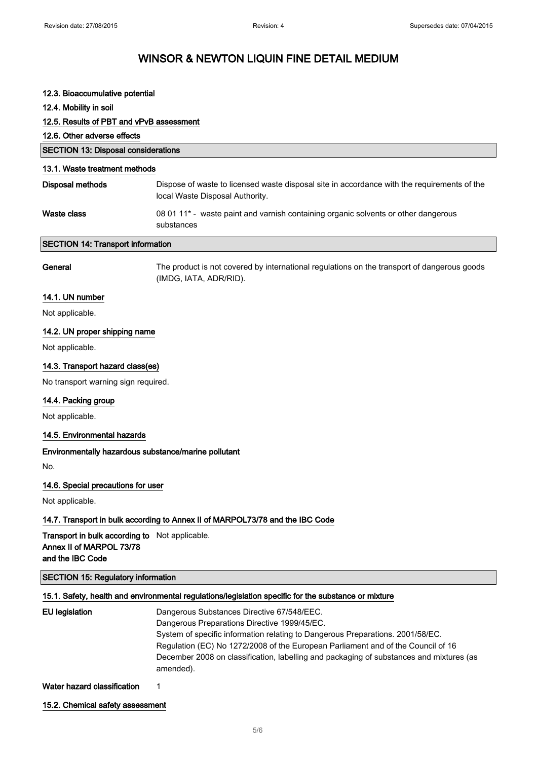# WINSOR & NEWTON LIQUIN FINE DETAIL MEDIUM

#### 12.3. Bioaccumulative potential

#### 12.4. Mobility in soil

#### 12.5. Results of PBT and vPvB assessment

#### 12.6. Other adverse effects

## SECTION 13: Disposal considerations

#### 13.1. Waste treatment methods

| | |
|---|---|
| **Disposal methods** | Dispose of waste to licensed waste disposal site in accordance with the requirements of the local Waste Disposal Authority. |
| **Waste class** | 08 01 11* - waste paint and varnish containing organic solvents or other dangerous substances |

## SECTION 14: Transport information

| | |
|---|---|
| **General** | The product is not covered by international regulations on the transport of dangerous goods (IMDG, IATA, ADR/RID). |

#### 14.1. UN number

Not applicable.

#### 14.2. UN proper shipping name

Not applicable.

#### 14.3. Transport hazard class(es)

No transport warning sign required.

#### 14.4. Packing group

Not applicable.

#### 14.5. Environmental hazards

**Environmentally hazardous substance/marine pollutant**

No.

#### 14.6. Special precautions for user

Not applicable.

#### 14.7. Transport in bulk according to Annex II of MARPOL73/78 and the IBC Code

| | |
|---|---|
| **Transport in bulk according to Annex II of MARPOL 73/78 and the IBC Code** | Not applicable. |

## SECTION 15: Regulatory information

#### 15.1. Safety, health and environmental regulations/legislation specific for the substance or mixture

| | |
|---|---|
| **EU legislation** | Dangerous Substances Directive 67/548/EEC.<br>Dangerous Preparations Directive 1999/45/EC.<br>System of specific information relating to Dangerous Preparations. 2001/58/EC.<br>Regulation (EC) No 1272/2008 of the European Parliament and of the Council of 16 December 2008 on classification, labelling and packaging of substances and mixtures (as amended). |
| **Water hazard classification** | 1 |

#### 15.2. Chemical safety assessment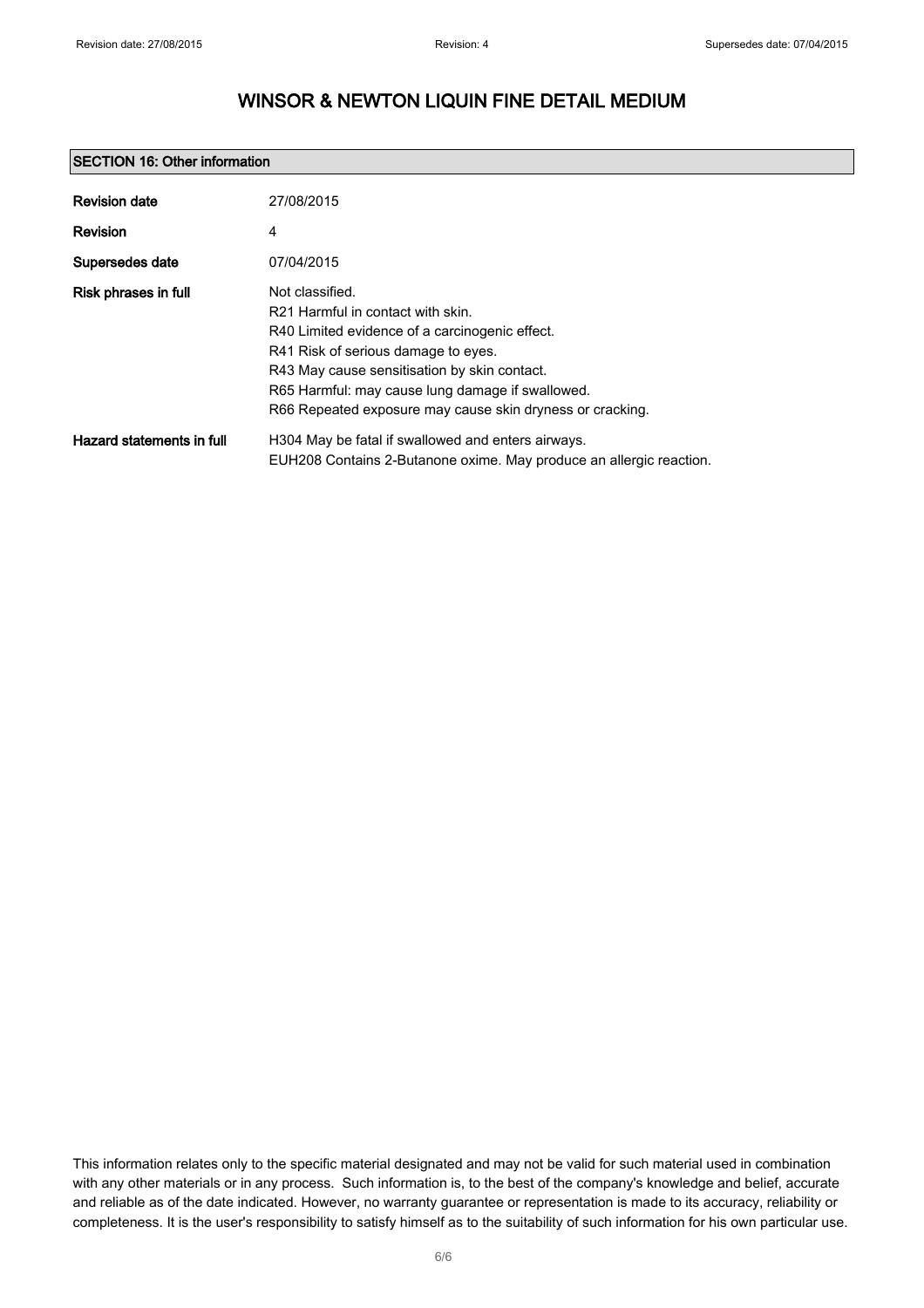# WINSOR & NEWTON LIQUIN FINE DETAIL MEDIUM

## SECTION 16: Other information

**Revision date** 27/08/2015

**Revision** 4

**Supersedes date** 07/04/2015

**Risk phrases in full**

Not classified.
R21 Harmful in contact with skin.
R40 Limited evidence of a carcinogenic effect.
R41 Risk of serious damage to eyes.
R43 May cause sensitisation by skin contact.
R65 Harmful: may cause lung damage if swallowed.
R66 Repeated exposure may cause skin dryness or cracking.

**Hazard statements in full**

H304 May be fatal if swallowed and enters airways.
EUH208 Contains 2-Butanone oxime. May produce an allergic reaction.

This information relates only to the specific material designated and may not be valid for such material used in combination with any other materials or in any process. Such information is, to the best of the company's knowledge and belief, accurate and reliable as of the date indicated. However, no warranty guarantee or representation is made to its accuracy, reliability or completeness. It is the user's responsibility to satisfy himself as to the suitability of such information for his own particular use.